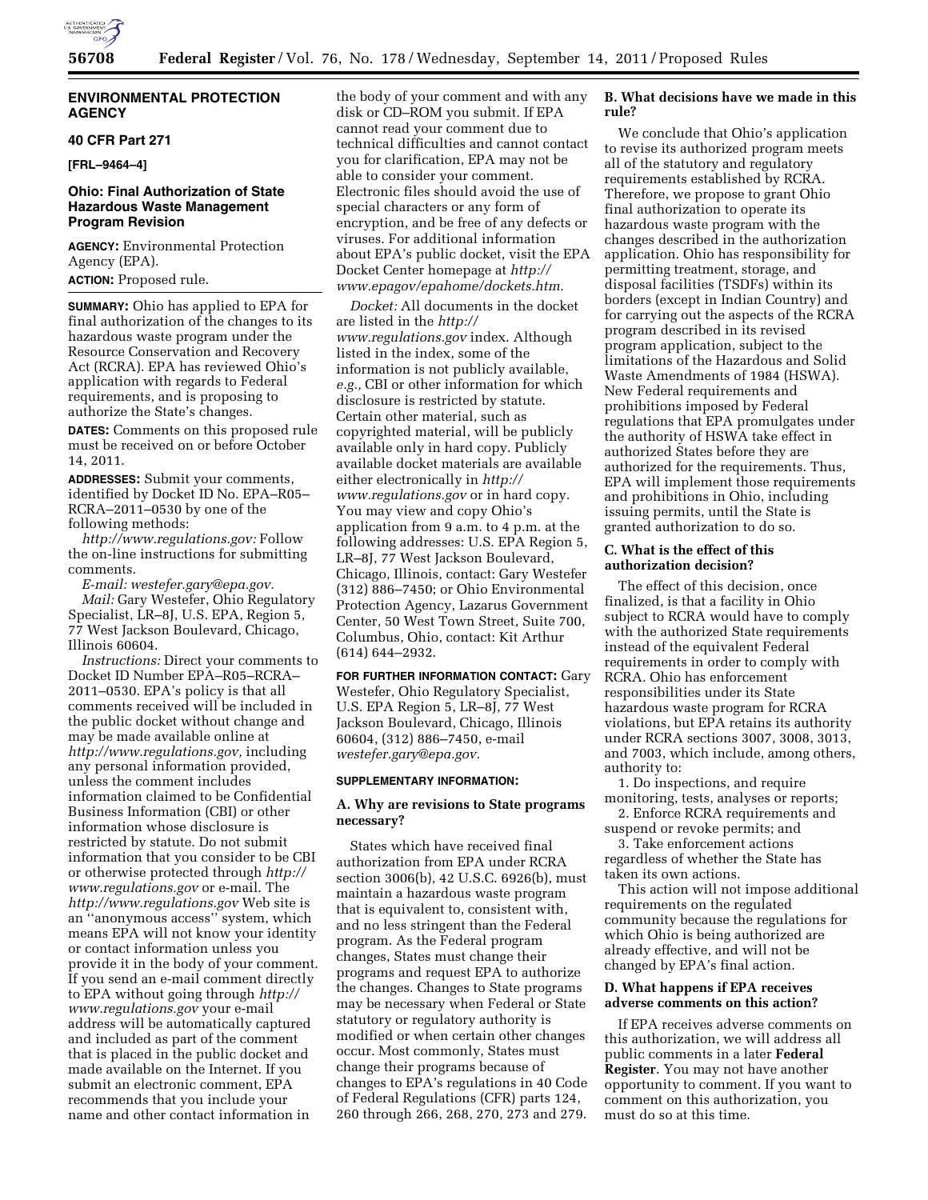## ENVIRONMENTAL PROTECTION AGENCY

### 40 CFR Part 271

**[FRL–9464–4]**

### Ohio: Final Authorization of State Hazardous Waste Management Program Revision

**AGENCY:** Environmental Protection Agency (EPA).

**ACTION:** Proposed rule.

**SUMMARY:** Ohio has applied to EPA for final authorization of the changes to its hazardous waste program under the Resource Conservation and Recovery Act (RCRA). EPA has reviewed Ohio's application with regards to Federal requirements, and is proposing to authorize the State's changes.

**DATES:** Comments on this proposed rule must be received on or before October 14, 2011.

**ADDRESSES:** Submit your comments, identified by Docket ID No. EPA–R05–RCRA–2011–0530 by one of the following methods:

*http://www.regulations.gov:* Follow the on-line instructions for submitting comments.

*E-mail: westefer.gary@epa.gov.*

*Mail:* Gary Westefer, Ohio Regulatory Specialist, LR–8J, U.S. EPA, Region 5, 77 West Jackson Boulevard, Chicago, Illinois 60604.

*Instructions:* Direct your comments to Docket ID Number EPA–R05–RCRA–2011–0530. EPA's policy is that all comments received will be included in the public docket without change and may be made available online at *http://www.regulations.gov,* including any personal information provided, unless the comment includes information claimed to be Confidential Business Information (CBI) or other information whose disclosure is restricted by statute. Do not submit information that you consider to be CBI or otherwise protected through *http://www.regulations.gov* or e-mail. The *http://www.regulations.gov* Web site is an ''anonymous access'' system, which means EPA will not know your identity or contact information unless you provide it in the body of your comment. If you send an e-mail comment directly to EPA without going through *http://www.regulations.gov* your e-mail address will be automatically captured and included as part of the comment that is placed in the public docket and made available on the Internet. If you submit an electronic comment, EPA recommends that you include your name and other contact information in the body of your comment and with any disk or CD–ROM you submit. If EPA cannot read your comment due to technical difficulties and cannot contact you for clarification, EPA may not be able to consider your comment. Electronic files should avoid the use of special characters or any form of encryption, and be free of any defects or viruses. For additional information about EPA's public docket, visit the EPA Docket Center homepage at *http://www.epagov/epahome/dockets.htm.*

*Docket:* All documents in the docket are listed in the *http://www.regulations.gov* index. Although listed in the index, some of the information is not publicly available, *e.g.,* CBI or other information for which disclosure is restricted by statute. Certain other material, such as copyrighted material, will be publicly available only in hard copy. Publicly available docket materials are available either electronically in *http://www.regulations.gov* or in hard copy. You may view and copy Ohio's application from 9 a.m. to 4 p.m. at the following addresses: U.S. EPA Region 5, LR–8J, 77 West Jackson Boulevard, Chicago, Illinois, contact: Gary Westefer (312) 886–7450; or Ohio Environmental Protection Agency, Lazarus Government Center, 50 West Town Street, Suite 700, Columbus, Ohio, contact: Kit Arthur (614) 644–2932.

**FOR FURTHER INFORMATION CONTACT:** Gary Westefer, Ohio Regulatory Specialist, U.S. EPA Region 5, LR–8J, 77 West Jackson Boulevard, Chicago, Illinois 60604, (312) 886–7450, e-mail *westefer.gary@epa.gov.*

**SUPPLEMENTARY INFORMATION:**

#### A. Why are revisions to State programs necessary?

States which have received final authorization from EPA under RCRA section 3006(b), 42 U.S.C. 6926(b), must maintain a hazardous waste program that is equivalent to, consistent with, and no less stringent than the Federal program. As the Federal program changes, States must change their programs and request EPA to authorize the changes. Changes to State programs may be necessary when Federal or State statutory or regulatory authority is modified or when certain other changes occur. Most commonly, States must change their programs because of changes to EPA's regulations in 40 Code of Federal Regulations (CFR) parts 124, 260 through 266, 268, 270, 273 and 279.

#### B. What decisions have we made in this rule?

We conclude that Ohio's application to revise its authorized program meets all of the statutory and regulatory requirements established by RCRA. Therefore, we propose to grant Ohio final authorization to operate its hazardous waste program with the changes described in the authorization application. Ohio has responsibility for permitting treatment, storage, and disposal facilities (TSDFs) within its borders (except in Indian Country) and for carrying out the aspects of the RCRA program described in its revised program application, subject to the limitations of the Hazardous and Solid Waste Amendments of 1984 (HSWA). New Federal requirements and prohibitions imposed by Federal regulations that EPA promulgates under the authority of HSWA take effect in authorized States before they are authorized for the requirements. Thus, EPA will implement those requirements and prohibitions in Ohio, including issuing permits, until the State is granted authorization to do so.

#### C. What is the effect of this authorization decision?

The effect of this decision, once finalized, is that a facility in Ohio subject to RCRA would have to comply with the authorized State requirements instead of the equivalent Federal requirements in order to comply with RCRA. Ohio has enforcement responsibilities under its State hazardous waste program for RCRA violations, but EPA retains its authority under RCRA sections 3007, 3008, 3013, and 7003, which include, among others, authority to:

1. Do inspections, and require monitoring, tests, analyses or reports;
2. Enforce RCRA requirements and suspend or revoke permits; and
3. Take enforcement actions regardless of whether the State has taken its own actions.

This action will not impose additional requirements on the regulated community because the regulations for which Ohio is being authorized are already effective, and will not be changed by EPA's final action.

#### D. What happens if EPA receives adverse comments on this action?

If EPA receives adverse comments on this authorization, we will address all public comments in a later **Federal Register**. You may not have another opportunity to comment. If you want to comment on this authorization, you must do so at this time.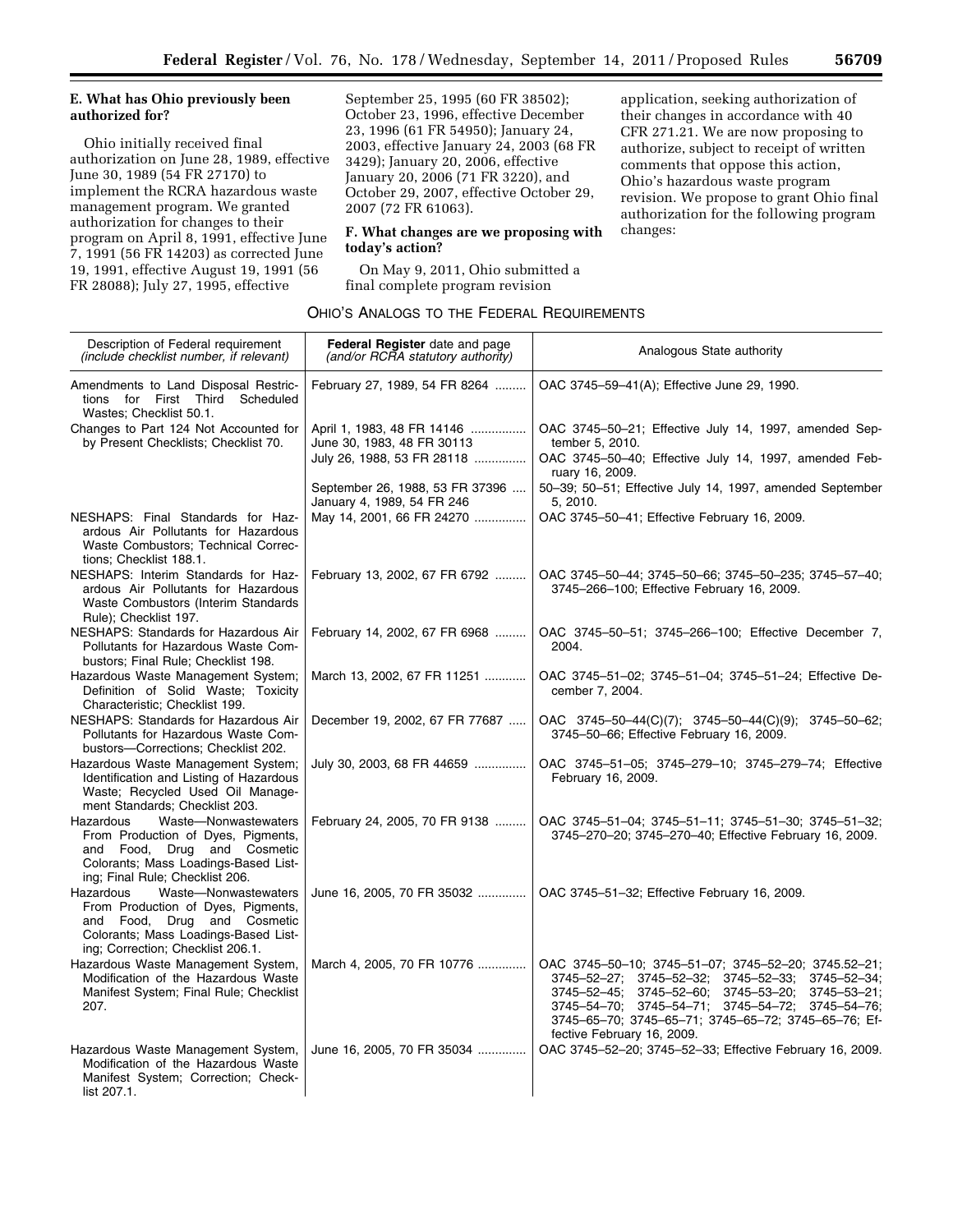**E. What has Ohio previously been authorized for?**

Ohio initially received final authorization on June 28, 1989, effective June 30, 1989 (54 FR 27170) to implement the RCRA hazardous waste management program. We granted authorization for changes to their program on April 8, 1991, effective June 7, 1991 (56 FR 14203) as corrected June 19, 1991, effective August 19, 1991 (56 FR 28088); July 27, 1995, effective September 25, 1995 (60 FR 38502); October 23, 1996, effective December 23, 1996 (61 FR 54950); January 24, 2003, effective January 24, 2003 (68 FR 3429); January 20, 2006, effective January 20, 2006 (71 FR 3220), and October 29, 2007, effective October 29, 2007 (72 FR 61063).

**F. What changes are we proposing with today's action?**

On May 9, 2011, Ohio submitted a final complete program revision application, seeking authorization of their changes in accordance with 40 CFR 271.21. We are now proposing to authorize, subject to receipt of written comments that oppose this action, Ohio's hazardous waste program revision. We propose to grant Ohio final authorization for the following program changes:

OHIO'S ANALOGS TO THE FEDERAL REQUIREMENTS

| Description of Federal requirement *(include checklist number, if relevant)* | **Federal Register** date and page *(and/or RCRA statutory authority)* | Analogous State authority |
|---|---|---|
| Amendments to Land Disposal Restrictions for First Third Scheduled Wastes; Checklist 50.1. | February 27, 1989, 54 FR 8264 | OAC 3745–59–41(A); Effective June 29, 1990. |
| Changes to Part 124 Not Accounted for by Present Checklists; Checklist 70. | April 1, 1983, 48 FR 14146<br>June 30, 1983, 48 FR 30113 | OAC 3745–50–21; Effective July 14, 1997, amended September 5, 2010. |
| | July 26, 1988, 53 FR 28118 | OAC 3745–50–40; Effective July 14, 1997, amended February 16, 2009. |
| | September 26, 1988, 53 FR 37396<br>January 4, 1989, 54 FR 246 | 50–39; 50–51; Effective July 14, 1997, amended September 5, 2010. |
| NESHAPS: Final Standards for Hazardous Air Pollutants for Hazardous Waste Combustors; Technical Corrections; Checklist 188.1. | May 14, 2001, 66 FR 24270 | OAC 3745–50–41; Effective February 16, 2009. |
| NESHAPS: Interim Standards for Hazardous Air Pollutants for Hazardous Waste Combustors (Interim Standards Rule); Checklist 197. | February 13, 2002, 67 FR 6792 | OAC 3745–50–44; 3745–50–66; 3745–50–235; 3745–57–40; 3745–266–100; Effective February 16, 2009. |
| NESHAPS: Standards for Hazardous Air Pollutants for Hazardous Waste Combustors; Final Rule; Checklist 198. | February 14, 2002, 67 FR 6968 | OAC 3745–50–51; 3745–266–100; Effective December 7, 2004. |
| Hazardous Waste Management System; Definition of Solid Waste; Toxicity Characteristic; Checklist 199. | March 13, 2002, 67 FR 11251 | OAC 3745–51–02; 3745–51–04; 3745–51–24; Effective December 7, 2004. |
| NESHAPS: Standards for Hazardous Air Pollutants for Hazardous Waste Combustors—Corrections; Checklist 202. | December 19, 2002, 67 FR 77687 | OAC 3745–50–44(C)(7); 3745–50–44(C)(9); 3745–50–62; 3745–50–66; Effective February 16, 2009. |
| Hazardous Waste Management System; Identification and Listing of Hazardous Waste; Recycled Used Oil Management Standards; Checklist 203. | July 30, 2003, 68 FR 44659 | OAC 3745–51–05; 3745–279–10; 3745–279–74; Effective February 16, 2009. |
| Hazardous Waste—Nonwastewaters From Production of Dyes, Pigments, and Food, Drug and Cosmetic Colorants; Mass Loadings-Based Listing; Final Rule; Checklist 206. | February 24, 2005, 70 FR 9138 | OAC 3745–51–04; 3745–51–11; 3745–51–30; 3745–51–32; 3745–270–20; 3745–270–40; Effective February 16, 2009. |
| Hazardous Waste—Nonwastewaters From Production of Dyes, Pigments, and Food, Drug and Cosmetic Colorants; Mass Loadings-Based Listing; Correction; Checklist 206.1. | June 16, 2005, 70 FR 35032 | OAC 3745–51–32; Effective February 16, 2009. |
| Hazardous Waste Management System, Modification of the Hazardous Waste Manifest System; Final Rule; Checklist 207. | March 4, 2005, 70 FR 10776 | OAC 3745–50–10; 3745–51–07; 3745–52–20; 3745.52–21; 3745–52–27; 3745–52–32; 3745–52–33; 3745–52–34; 3745–52–45; 3745–52–60; 3745–53–20; 3745–53–21; 3745–54–70; 3745–54–71; 3745–54–72; 3745–54–76; 3745–65–70; 3745–65–71; 3745–65–72; 3745–65–76; Effective February 16, 2009. |
| Hazardous Waste Management System, Modification of the Hazardous Waste Manifest System; Correction; Checklist 207.1. | June 16, 2005, 70 FR 35034 | OAC 3745–52–20; 3745–52–33; Effective February 16, 2009. |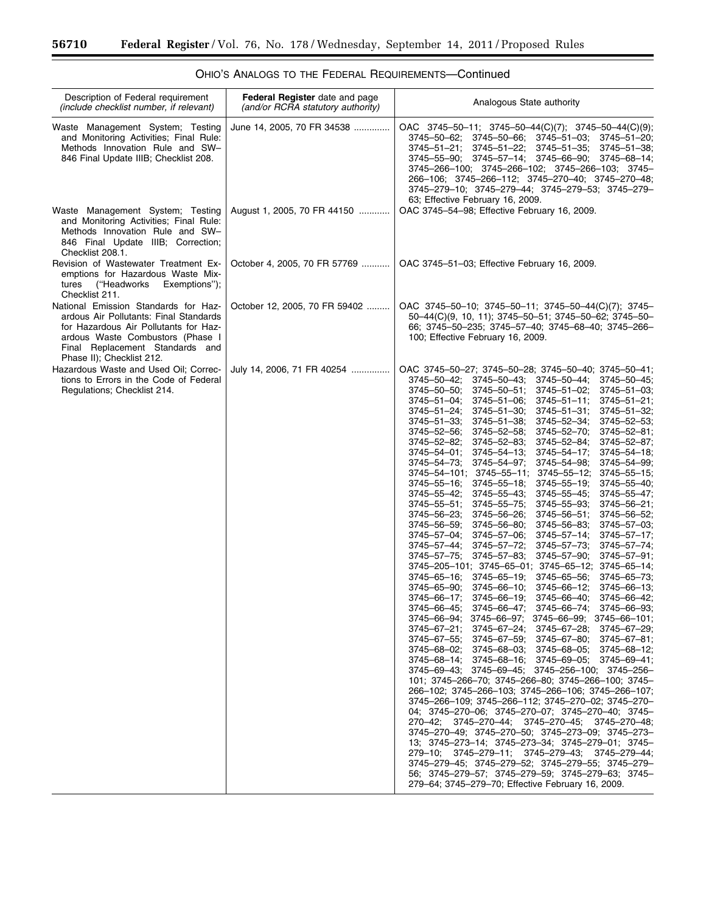OHIO'S ANALOGS TO THE FEDERAL REQUIREMENTS—Continued

| Description of Federal requirement *(include checklist number, if relevant)* | **Federal Register** date and page *(and/or RCRA statutory authority)* | Analogous State authority |
| --- | --- | --- |
| Waste Management System; Testing and Monitoring Activities; Final Rule: Methods Innovation Rule and SW–846 Final Update IIIB; Checklist 208. | June 14, 2005, 70 FR 34538 | OAC 3745–50–11; 3745–50–44(C)(7); 3745–50–44(C)(9); 3745–50–62; 3745–50–66; 3745–51–03; 3745–51–20; 3745–51–21; 3745–51–22; 3745–51–35; 3745–51–38; 3745–55–90; 3745–57–14; 3745–66–90; 3745–68–14; 3745–266–100; 3745–266–102; 3745–266–103; 3745–266–106; 3745–266–112; 3745–270–40; 3745–270–48; 3745–279–10; 3745–279–44; 3745–279–53; 3745–279–63; Effective February 16, 2009. |
| Waste Management System; Testing and Monitoring Activities; Final Rule: Methods Innovation Rule and SW–846 Final Update IIIB; Correction; Checklist 208.1. | August 1, 2005, 70 FR 44150 | OAC 3745–54–98; Effective February 16, 2009. |
| Revision of Wastewater Treatment Exemptions for Hazardous Waste Mixtures ("Headworks Exemptions"); Checklist 211. | October 4, 2005, 70 FR 57769 | OAC 3745–51–03; Effective February 16, 2009. |
| National Emission Standards for Hazardous Air Pollutants: Final Standards for Hazardous Air Pollutants for Hazardous Waste Combustors (Phase I Final Replacement Standards and Phase II); Checklist 212. | October 12, 2005, 70 FR 59402 | OAC 3745–50–10; 3745–50–11; 3745–50–44(C)(7); 3745–50–44(C)(9, 10, 11); 3745–50–51; 3745–50–62; 3745–50–66; 3745–50–235; 3745–57–40; 3745–68–40; 3745–266–100; Effective February 16, 2009. |
| Hazardous Waste and Used Oil; Corrections to Errors in the Code of Federal Regulations; Checklist 214. | July 14, 2006, 71 FR 40254 | OAC 3745–50–27; 3745–50–28; 3745–50–40; 3745–50–41; 3745–50–42; 3745–50–43; 3745–50–44; 3745–50–45; 3745–50–50; 3745–50–51; 3745–51–02; 3745–51–03; 3745–51–04; 3745–51–06; 3745–51–11; 3745–51–21; 3745–51–24; 3745–51–30; 3745–51–31; 3745–51–32; 3745–51–33; 3745–51–38; 3745–52–34; 3745–52–53; 3745–52–56; 3745–52–58; 3745–52–70; 3745–52–81; 3745–52–82; 3745–52–83; 3745–52–84; 3745–52–87; 3745–54–01; 3745–54–13; 3745–54–17; 3745–54–18; 3745–54–73; 3745–54–97; 3745–54–98; 3745–54–99; 3745–54–101; 3745–55–11; 3745–55–12; 3745–55–15; 3745–55–16; 3745–55–18; 3745–55–19; 3745–55–40; 3745–55–42; 3745–55–43; 3745–55–45; 3745–55–47; 3745–55–51; 3745–55–75; 3745–55–93; 3745–56–21; 3745–56–23; 3745–56–26; 3745–56–51; 3745–56–52; 3745–56–59; 3745–56–80; 3745–56–83; 3745–57–03; 3745–57–04; 3745–57–06; 3745–57–14; 3745–57–17; 3745–57–44; 3745–57–72; 3745–57–73; 3745–57–74; 3745–57–75; 3745–57–83; 3745–57–90; 3745–57–91; 3745–205–101; 3745–65–01; 3745–65–12; 3745–65–14; 3745–65–16; 3745–65–19; 3745–65–56; 3745–65–73; 3745–65–90; 3745–66–10; 3745–66–12; 3745–66–13; 3745–66–17; 3745–66–19; 3745–66–40; 3745–66–42; 3745–66–45; 3745–66–47; 3745–66–74; 3745–66–93; 3745–66–94; 3745–66–97; 3745–66–99; 3745–66–101; 3745–67–21; 3745–67–24; 3745–67–28; 3745–67–29; 3745–67–55; 3745–67–59; 3745–67–80; 3745–67–81; 3745–68–02; 3745–68–03; 3745–68–05; 3745–68–12; 3745–68–14; 3745–68–16; 3745–69–05; 3745–69–41; 3745–69–43; 3745–69–45; 3745–256–100; 3745–256–101; 3745–266–70; 3745–266–80; 3745–266–100; 3745–266–102; 3745–266–103; 3745–266–106; 3745–266–107; 3745–266–109; 3745–266–112; 3745–270–02; 3745–270–04; 3745–270–06; 3745–270–07; 3745–270–40; 3745–270–42; 3745–270–44; 3745–270–45; 3745–270–48; 3745–270–49; 3745–270–50; 3745–273–09; 3745–273–13; 3745–273–14; 3745–273–34; 3745–279–01; 3745–279–10; 3745–279–11; 3745–279–43; 3745–279–44; 3745–279–45; 3745–279–52; 3745–279–55; 3745–279–56; 3745–279–57; 3745–279–59; 3745–279–63; 3745–279–64; 3745–279–70; Effective February 16, 2009. |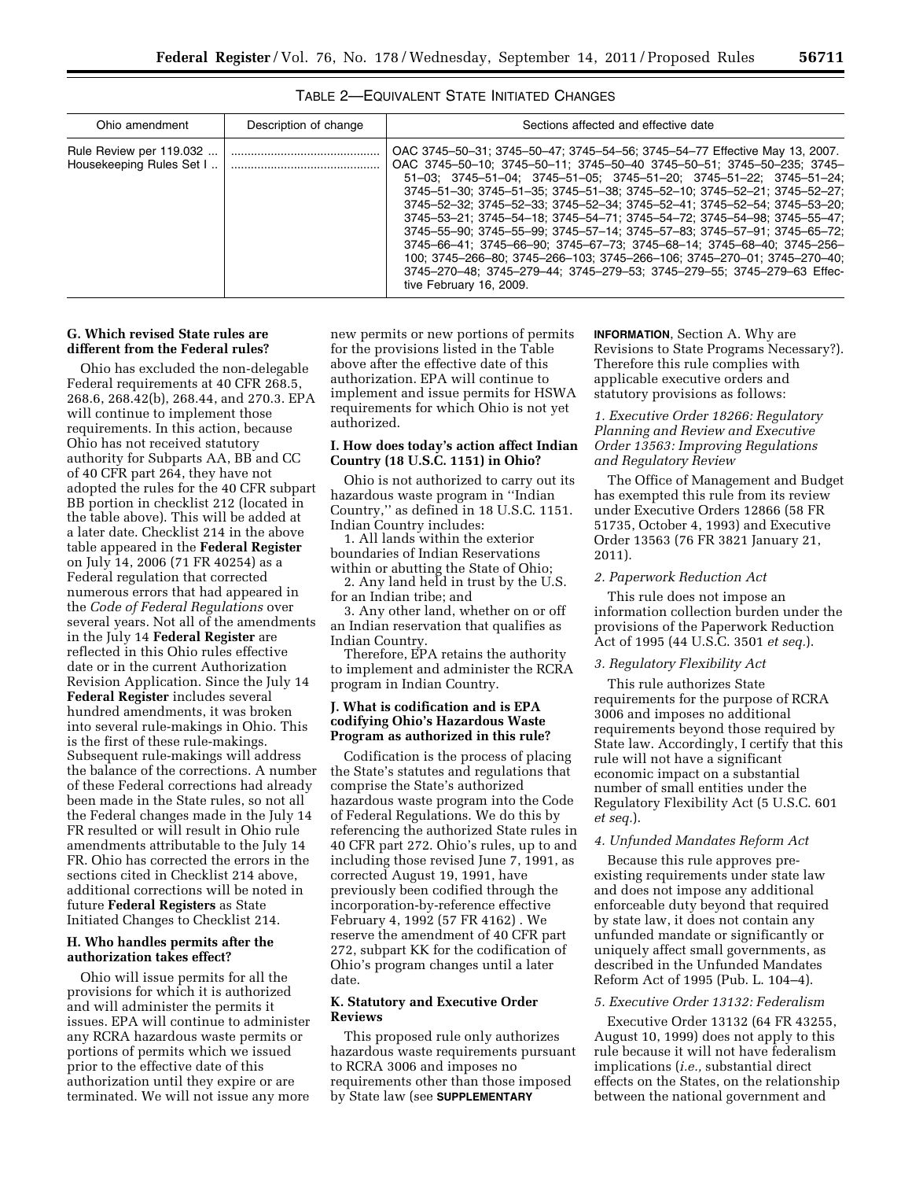TABLE 2—EQUIVALENT STATE INITIATED CHANGES

| Ohio amendment | Description of change | Sections affected and effective date |
| --- | --- | --- |
| Rule Review per 119.032 ... | ............................................ | OAC 3745–50–31; 3745–50–47; 3745–54–56; 3745–54–77 Effective May 13, 2007. |
| Housekeeping Rules Set I .. | ............................................ | OAC 3745–50–10; 3745–50–11; 3745–50–40 3745–50–51; 3745–50–235; 3745–51–03; 3745–51–04; 3745–51–05; 3745–51–20; 3745–51–22; 3745–51–24; 3745–51–30; 3745–51–35; 3745–51–38; 3745–52–10; 3745–52–21; 3745–52–27; 3745–52–32; 3745–52–33; 3745–52–34; 3745–52–41; 3745–52–54; 3745–53–20; 3745–53–21; 3745–54–18; 3745–54–71; 3745–54–72; 3745–54–98; 3745–55–47; 3745–55–90; 3745–55–99; 3745–57–14; 3745–57–83; 3745–57–91; 3745–65–72; 3745–66–41; 3745–66–90; 3745–67–73; 3745–68–14; 3745–68–40; 3745–256–100; 3745–266–80; 3745–266–103; 3745–266–106; 3745–270–01; 3745–270–40; 3745–270–48; 3745–279–44; 3745–279–53; 3745–279–55; 3745–279–63 Effective February 16, 2009. |

### G. Which revised State rules are different from the Federal rules?

Ohio has excluded the non-delegable Federal requirements at 40 CFR 268.5, 268.6, 268.42(b), 268.44, and 270.3. EPA will continue to implement those requirements. In this action, because Ohio has not received statutory authority for Subparts AA, BB and CC of 40 CFR part 264, they have not adopted the rules for the 40 CFR subpart BB portion in checklist 212 (located in the table above). This will be added at a later date. Checklist 214 in the above table appeared in the **Federal Register** on July 14, 2006 (71 FR 40254) as a Federal regulation that corrected numerous errors that had appeared in the *Code of Federal Regulations* over several years. Not all of the amendments in the July 14 **Federal Register** are reflected in this Ohio rules effective date or in the current Authorization Revision Application. Since the July 14 **Federal Register** includes several hundred amendments, it was broken into several rule-makings in Ohio. This is the first of these rule-makings. Subsequent rule-makings will address the balance of the corrections. A number of these Federal corrections had already been made in the State rules, so not all the Federal changes made in the July 14 FR resulted or will result in Ohio rule amendments attributable to the July 14 FR. Ohio has corrected the errors in the sections cited in Checklist 214 above, additional corrections will be noted in future **Federal Registers** as State Initiated Changes to Checklist 214.

### H. Who handles permits after the authorization takes effect?

Ohio will issue permits for all the provisions for which it is authorized and will administer the permits it issues. EPA will continue to administer any RCRA hazardous waste permits or portions of permits which we issued prior to the effective date of this authorization until they expire or are terminated. We will not issue any more new permits or new portions of permits for the provisions listed in the Table above after the effective date of this authorization. EPA will continue to implement and issue permits for HSWA requirements for which Ohio is not yet authorized.

### I. How does today's action affect Indian Country (18 U.S.C. 1151) in Ohio?

Ohio is not authorized to carry out its hazardous waste program in "Indian Country," as defined in 18 U.S.C. 1151. Indian Country includes:

1. All lands within the exterior boundaries of Indian Reservations within or abutting the State of Ohio;
2. Any land held in trust by the U.S. for an Indian tribe; and
3. Any other land, whether on or off an Indian reservation that qualifies as Indian Country.

Therefore, EPA retains the authority to implement and administer the RCRA program in Indian Country.

### J. What is codification and is EPA codifying Ohio's Hazardous Waste Program as authorized in this rule?

Codification is the process of placing the State's statutes and regulations that comprise the State's authorized hazardous waste program into the Code of Federal Regulations. We do this by referencing the authorized State rules in 40 CFR part 272. Ohio's rules, up to and including those revised June 7, 1991, as corrected August 19, 1991, have previously been codified through the incorporation-by-reference effective February 4, 1992 (57 FR 4162) . We reserve the amendment of 40 CFR part 272, subpart KK for the codification of Ohio's program changes until a later date.

### K. Statutory and Executive Order Reviews

This proposed rule only authorizes hazardous waste requirements pursuant to RCRA 3006 and imposes no requirements other than those imposed by State law (see **SUPPLEMENTARY INFORMATION**, Section A. Why are Revisions to State Programs Necessary?). Therefore this rule complies with applicable executive orders and statutory provisions as follows:

*1. Executive Order 18266: Regulatory Planning and Review and Executive Order 13563: Improving Regulations and Regulatory Review*

The Office of Management and Budget has exempted this rule from its review under Executive Orders 12866 (58 FR 51735, October 4, 1993) and Executive Order 13563 (76 FR 3821 January 21, 2011).

*2. Paperwork Reduction Act*

This rule does not impose an information collection burden under the provisions of the Paperwork Reduction Act of 1995 (44 U.S.C. 3501 *et seq.*).

*3. Regulatory Flexibility Act*

This rule authorizes State requirements for the purpose of RCRA 3006 and imposes no additional requirements beyond those required by State law. Accordingly, I certify that this rule will not have a significant economic impact on a substantial number of small entities under the Regulatory Flexibility Act (5 U.S.C. 601 *et seq.*).

*4. Unfunded Mandates Reform Act*

Because this rule approves pre-existing requirements under state law and does not impose any additional enforceable duty beyond that required by state law, it does not contain any unfunded mandate or significantly or uniquely affect small governments, as described in the Unfunded Mandates Reform Act of 1995 (Pub. L. 104–4).

*5. Executive Order 13132: Federalism*

Executive Order 13132 (64 FR 43255, August 10, 1999) does not apply to this rule because it will not have federalism implications (*i.e.,* substantial direct effects on the States, on the relationship between the national government and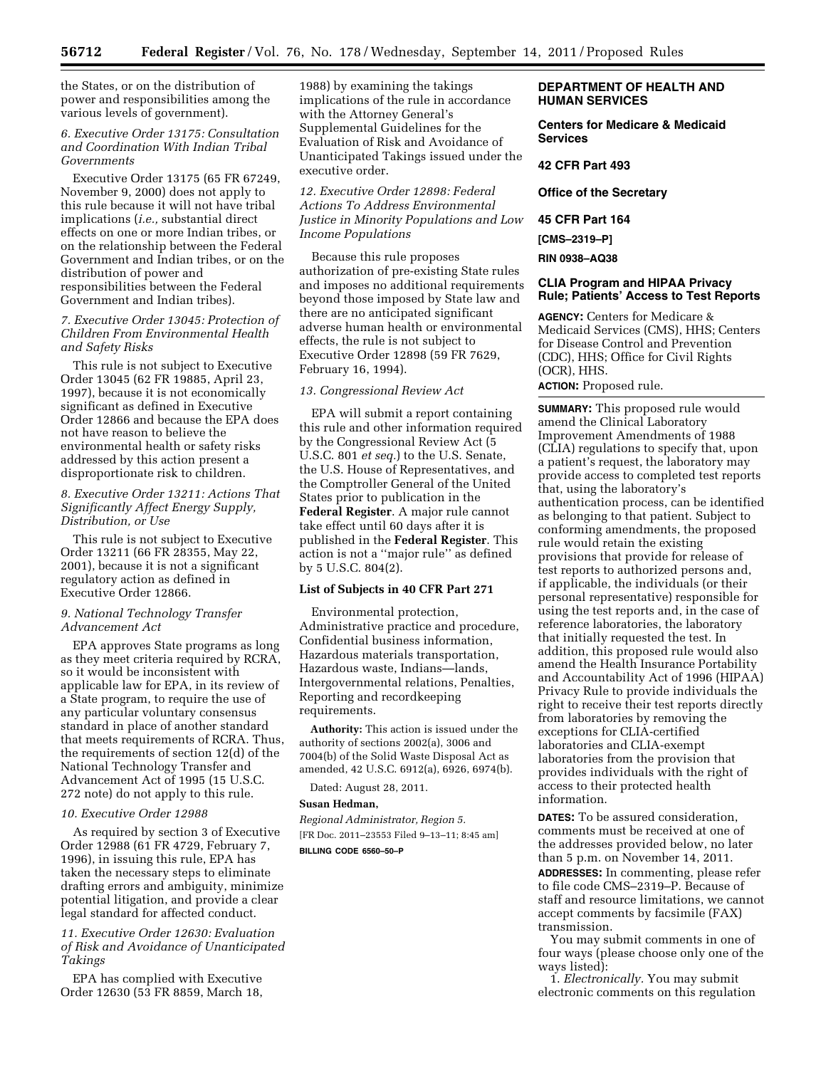the States, or on the distribution of power and responsibilities among the various levels of government).

*6. Executive Order 13175: Consultation and Coordination With Indian Tribal Governments*

Executive Order 13175 (65 FR 67249, November 9, 2000) does not apply to this rule because it will not have tribal implications (*i.e.,* substantial direct effects on one or more Indian tribes, or on the relationship between the Federal Government and Indian tribes, or on the distribution of power and responsibilities between the Federal Government and Indian tribes).

*7. Executive Order 13045: Protection of Children From Environmental Health and Safety Risks*

This rule is not subject to Executive Order 13045 (62 FR 19885, April 23, 1997), because it is not economically significant as defined in Executive Order 12866 and because the EPA does not have reason to believe the environmental health or safety risks addressed by this action present a disproportionate risk to children.

*8. Executive Order 13211: Actions That Significantly Affect Energy Supply, Distribution, or Use*

This rule is not subject to Executive Order 13211 (66 FR 28355, May 22, 2001), because it is not a significant regulatory action as defined in Executive Order 12866.

*9. National Technology Transfer Advancement Act*

EPA approves State programs as long as they meet criteria required by RCRA, so it would be inconsistent with applicable law for EPA, in its review of a State program, to require the use of any particular voluntary consensus standard in place of another standard that meets requirements of RCRA. Thus, the requirements of section 12(d) of the National Technology Transfer and Advancement Act of 1995 (15 U.S.C. 272 note) do not apply to this rule.

*10. Executive Order 12988*

As required by section 3 of Executive Order 12988 (61 FR 4729, February 7, 1996), in issuing this rule, EPA has taken the necessary steps to eliminate drafting errors and ambiguity, minimize potential litigation, and provide a clear legal standard for affected conduct.

*11. Executive Order 12630: Evaluation of Risk and Avoidance of Unanticipated Takings*

EPA has complied with Executive Order 12630 (53 FR 8859, March 18, 1988) by examining the takings implications of the rule in accordance with the Attorney General's Supplemental Guidelines for the Evaluation of Risk and Avoidance of Unanticipated Takings issued under the executive order.

*12. Executive Order 12898: Federal Actions To Address Environmental Justice in Minority Populations and Low Income Populations*

Because this rule proposes authorization of pre-existing State rules and imposes no additional requirements beyond those imposed by State law and there are no anticipated significant adverse human health or environmental effects, the rule is not subject to Executive Order 12898 (59 FR 7629, February 16, 1994).

*13. Congressional Review Act*

EPA will submit a report containing this rule and other information required by the Congressional Review Act (5 U.S.C. 801 *et seq.*) to the U.S. Senate, the U.S. House of Representatives, and the Comptroller General of the United States prior to publication in the **Federal Register**. A major rule cannot take effect until 60 days after it is published in the **Federal Register**. This action is not a "major rule" as defined by 5 U.S.C. 804(2).

**List of Subjects in 40 CFR Part 271**

Environmental protection, Administrative practice and procedure, Confidential business information, Hazardous materials transportation, Hazardous waste, Indians—lands, Intergovernmental relations, Penalties, Reporting and recordkeeping requirements.

**Authority:** This action is issued under the authority of sections 2002(a), 3006 and 7004(b) of the Solid Waste Disposal Act as amended, 42 U.S.C. 6912(a), 6926, 6974(b).

Dated: August 28, 2011.

**Susan Hedman,**

*Regional Administrator, Region 5.*

[FR Doc. 2011–23553 Filed 9–13–11; 8:45 am]

**BILLING CODE 6560–50–P**

**DEPARTMENT OF HEALTH AND HUMAN SERVICES**

**Centers for Medicare & Medicaid Services**

**42 CFR Part 493**

**Office of the Secretary**

**45 CFR Part 164**

**[CMS–2319–P]**

**RIN 0938–AQ38**

**CLIA Program and HIPAA Privacy Rule; Patients' Access to Test Reports**

**AGENCY:** Centers for Medicare & Medicaid Services (CMS), HHS; Centers for Disease Control and Prevention (CDC), HHS; Office for Civil Rights (OCR), HHS.

**ACTION:** Proposed rule.

**SUMMARY:** This proposed rule would amend the Clinical Laboratory Improvement Amendments of 1988 (CLIA) regulations to specify that, upon a patient's request, the laboratory may provide access to completed test reports that, using the laboratory's authentication process, can be identified as belonging to that patient. Subject to conforming amendments, the proposed rule would retain the existing provisions that provide for release of test reports to authorized persons and, if applicable, the individuals (or their personal representative) responsible for using the test reports and, in the case of reference laboratories, the laboratory that initially requested the test. In addition, this proposed rule would also amend the Health Insurance Portability and Accountability Act of 1996 (HIPAA) Privacy Rule to provide individuals the right to receive their test reports directly from laboratories by removing the exceptions for CLIA-certified laboratories and CLIA-exempt laboratories from the provision that provides individuals with the right of access to their protected health information.

**DATES:** To be assured consideration, comments must be received at one of the addresses provided below, no later than 5 p.m. on November 14, 2011.

**ADDRESSES:** In commenting, please refer to file code CMS–2319–P. Because of staff and resource limitations, we cannot accept comments by facsimile (FAX) transmission.

You may submit comments in one of four ways (please choose only one of the ways listed):

1. *Electronically.* You may submit electronic comments on this regulation